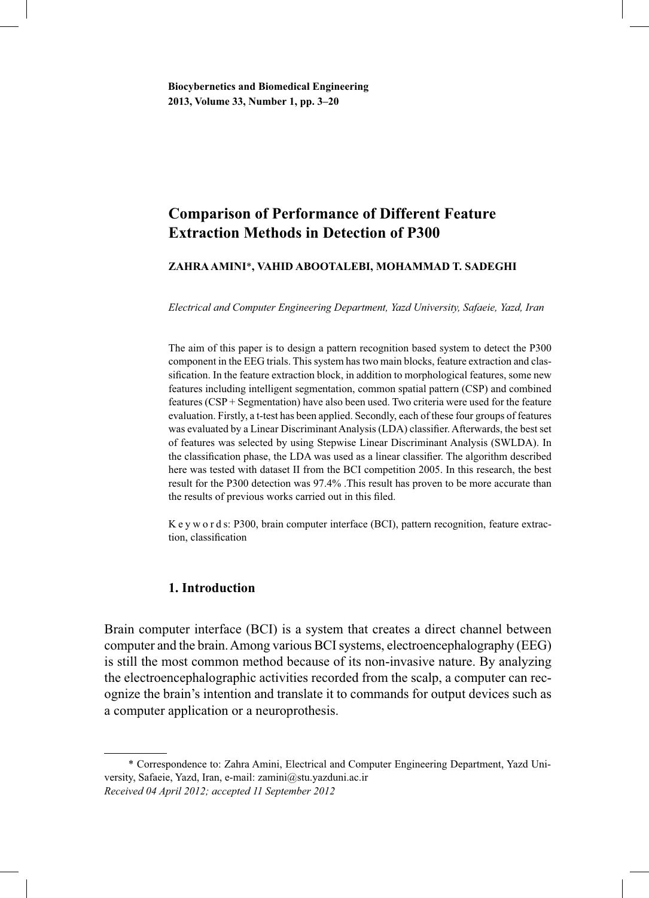Biocybernetics and Biomedical Engineering
2013, Volume 33, Number 1, pp. 3–20

# Comparison of Performance of Different Feature Extraction Methods in Detection of P300

**ZAHRA AMINI*, VAHID ABOOTALEBI, MOHAMMAD T. SADEGHI**

*Electrical and Computer Engineering Department, Yazd University, Safaeie, Yazd, Iran*

The aim of this paper is to design a pattern recognition based system to detect the P300 component in the EEG trials. This system has two main blocks, feature extraction and classification. In the feature extraction block, in addition to morphological features, some new features including intelligent segmentation, common spatial pattern (CSP) and combined features (CSP + Segmentation) have also been used. Two criteria were used for the feature evaluation. Firstly, a t-test has been applied. Secondly, each of these four groups of features was evaluated by a Linear Discriminant Analysis (LDA) classifier. Afterwards, the best set of features was selected by using Stepwise Linear Discriminant Analysis (SWLDA). In the classification phase, the LDA was used as a linear classifier. The algorithm described here was tested with dataset II from the BCI competition 2005. In this research, the best result for the P300 detection was 97.4% .This result has proven to be more accurate than the results of previous works carried out in this filed.

K e y w o r d s: P300, brain computer interface (BCI), pattern recognition, feature extraction, classification

## 1. Introduction

Brain computer interface (BCI) is a system that creates a direct channel between computer and the brain. Among various BCI systems, electroencephalography (EEG) is still the most common method because of its non-invasive nature. By analyzing the electroencephalographic activities recorded from the scalp, a computer can recognize the brain's intention and translate it to commands for output devices such as a computer application or a neuroprothesis.

---

* Correspondence to: Zahra Amini, Electrical and Computer Engineering Department, Yazd University, Safaeie, Yazd, Iran, e-mail: zamini@stu.yazduni.ac.ir
*Received 04 April 2012; accepted 11 September 2012*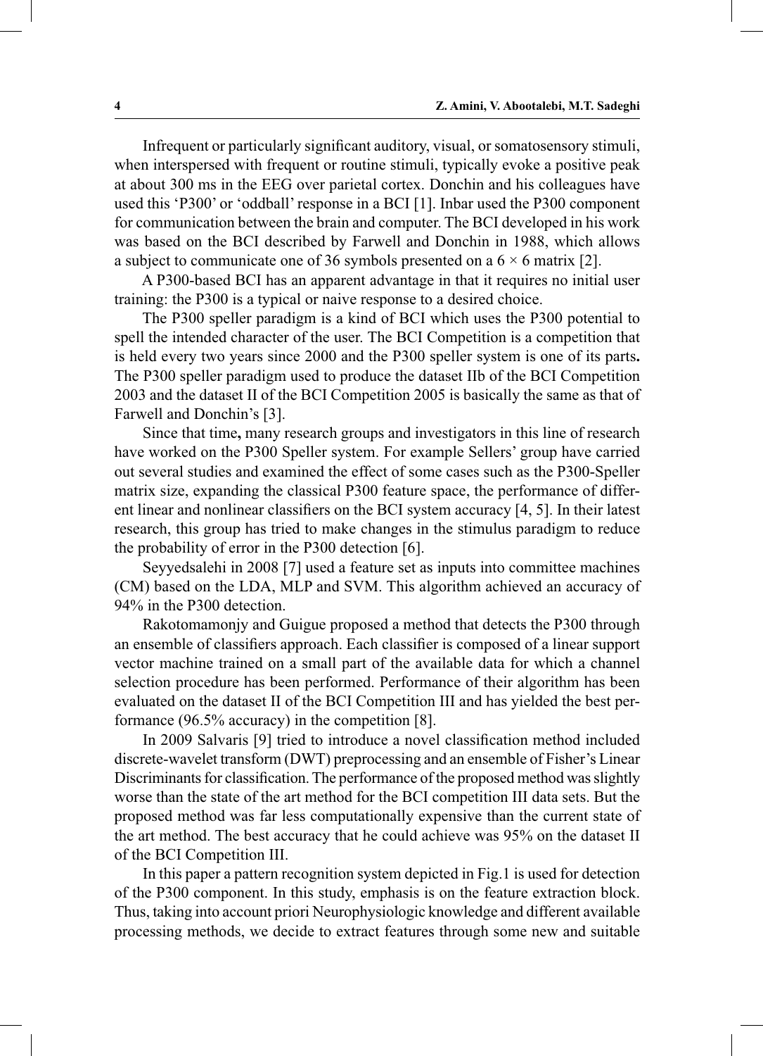Infrequent or particularly significant auditory, visual, or somatosensory stimuli, when interspersed with frequent or routine stimuli, typically evoke a positive peak at about 300 ms in the EEG over parietal cortex. Donchin and his colleagues have used this 'P300' or 'oddball' response in a BCI [1]. Inbar used the P300 component for communication between the brain and computer. The BCI developed in his work was based on the BCI described by Farwell and Donchin in 1988, which allows a subject to communicate one of 36 symbols presented on a $6 \times 6$ matrix [2].

A P300-based BCI has an apparent advantage in that it requires no initial user training: the P300 is a typical or naive response to a desired choice.

The P300 speller paradigm is a kind of BCI which uses the P300 potential to spell the intended character of the user. The BCI Competition is a competition that is held every two years since 2000 and the P300 speller system is one of its parts**.** The P300 speller paradigm used to produce the dataset IIb of the BCI Competition 2003 and the dataset II of the BCI Competition 2005 is basically the same as that of Farwell and Donchin's [3].

Since that time**,** many research groups and investigators in this line of research have worked on the P300 Speller system. For example Sellers' group have carried out several studies and examined the effect of some cases such as the P300-Speller matrix size, expanding the classical P300 feature space, the performance of different linear and nonlinear classifiers on the BCI system accuracy [4, 5]. In their latest research, this group has tried to make changes in the stimulus paradigm to reduce the probability of error in the P300 detection [6].

Seyyedsalehi in 2008 [7] used a feature set as inputs into committee machines (CM) based on the LDA, MLP and SVM. This algorithm achieved an accuracy of 94% in the P300 detection.

Rakotomamonjy and Guigue proposed a method that detects the P300 through an ensemble of classifiers approach. Each classifier is composed of a linear support vector machine trained on a small part of the available data for which a channel selection procedure has been performed. Performance of their algorithm has been evaluated on the dataset II of the BCI Competition III and has yielded the best performance (96.5% accuracy) in the competition [8].

In 2009 Salvaris [9] tried to introduce a novel classification method included discrete-wavelet transform (DWT) preprocessing and an ensemble of Fisher's Linear Discriminants for classification. The performance of the proposed method was slightly worse than the state of the art method for the BCI competition III data sets. But the proposed method was far less computationally expensive than the current state of the art method. The best accuracy that he could achieve was 95% on the dataset II of the BCI Competition III.

In this paper a pattern recognition system depicted in Fig.1 is used for detection of the P300 component. In this study, emphasis is on the feature extraction block. Thus, taking into account priori Neurophysiologic knowledge and different available processing methods, we decide to extract features through some new and suitable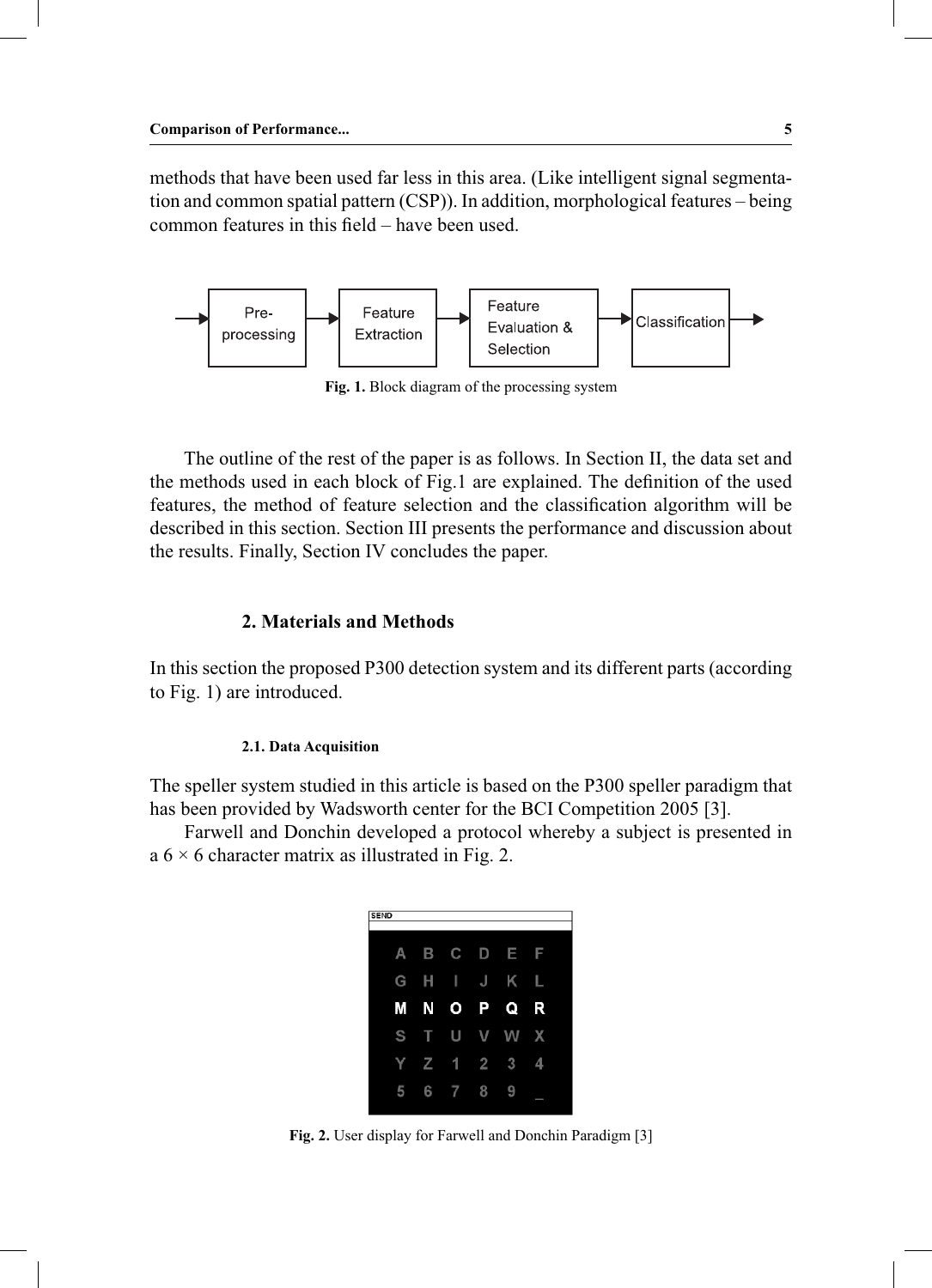methods that have been used far less in this area. (Like intelligent signal segmentation and common spatial pattern (CSP)). In addition, morphological features – being common features in this field – have been used.

**Fig. 1.** Block diagram of the processing system

The outline of the rest of the paper is as follows. In Section II, the data set and the methods used in each block of Fig.1 are explained. The definition of the used features, the method of feature selection and the classification algorithm will be described in this section. Section III presents the performance and discussion about the results. Finally, Section IV concludes the paper.

## 2. Materials and Methods

In this section the proposed P300 detection system and its different parts (according to Fig. 1) are introduced.

### 2.1. Data Acquisition

The speller system studied in this article is based on the P300 speller paradigm that has been provided by Wadsworth center for the BCI Competition 2005 [3].

Farwell and Donchin developed a protocol whereby a subject is presented in a 6 × 6 character matrix as illustrated in Fig. 2.

**Fig. 2.** User display for Farwell and Donchin Paradigm [3]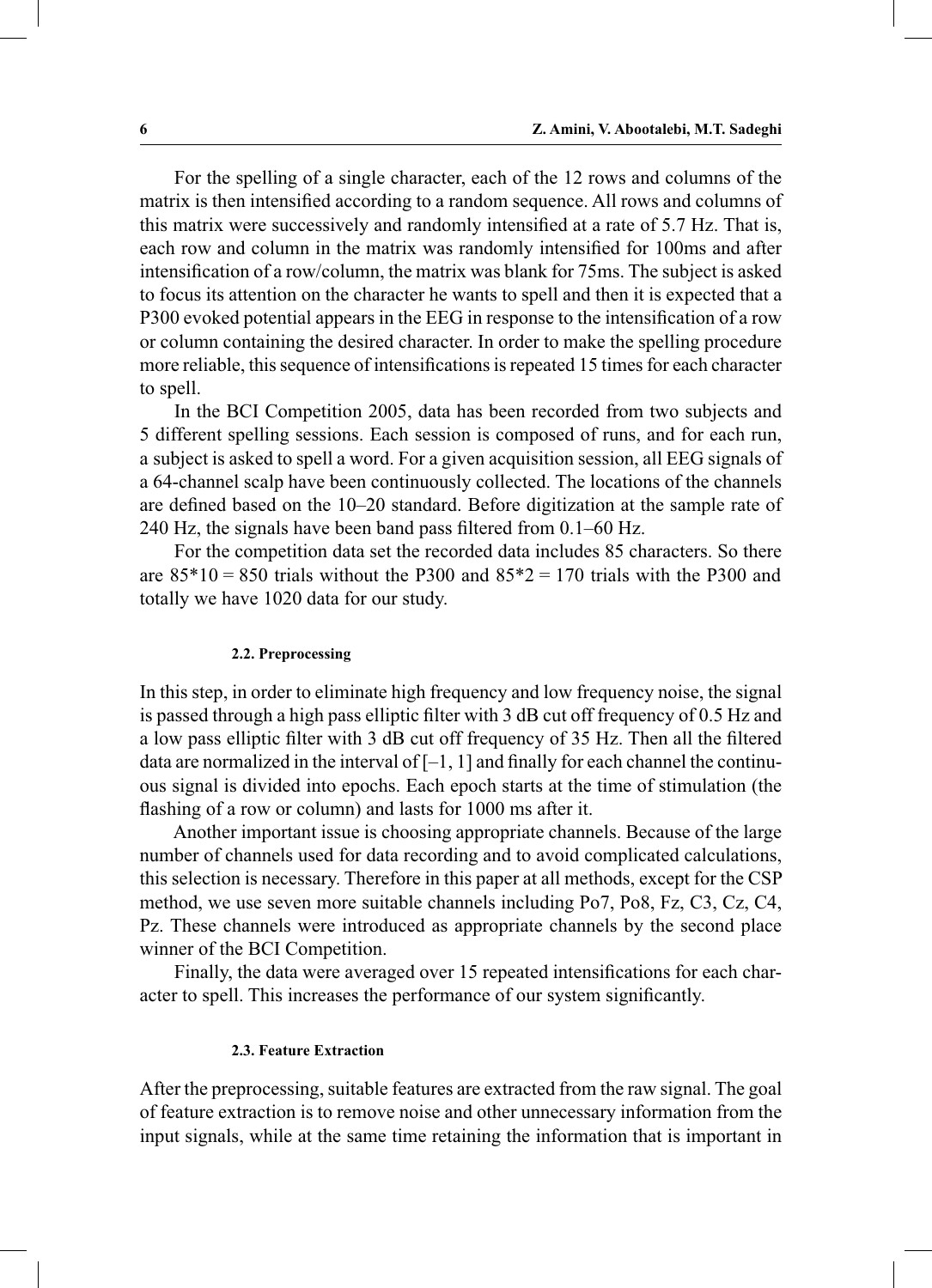For the spelling of a single character, each of the 12 rows and columns of the matrix is then intensified according to a random sequence. All rows and columns of this matrix were successively and randomly intensified at a rate of 5.7 Hz. That is, each row and column in the matrix was randomly intensified for 100ms and after intensification of a row/column, the matrix was blank for 75ms. The subject is asked to focus its attention on the character he wants to spell and then it is expected that a P300 evoked potential appears in the EEG in response to the intensification of a row or column containing the desired character. In order to make the spelling procedure more reliable, this sequence of intensifications is repeated 15 times for each character to spell.

In the BCI Competition 2005, data has been recorded from two subjects and 5 different spelling sessions. Each session is composed of runs, and for each run, a subject is asked to spell a word. For a given acquisition session, all EEG signals of a 64-channel scalp have been continuously collected. The locations of the channels are defined based on the 10–20 standard. Before digitization at the sample rate of 240 Hz, the signals have been band pass filtered from 0.1–60 Hz.

For the competition data set the recorded data includes 85 characters. So there are 85*10 = 850 trials without the P300 and 85*2 = 170 trials with the P300 and totally we have 1020 data for our study.

### 2.2. Preprocessing

In this step, in order to eliminate high frequency and low frequency noise, the signal is passed through a high pass elliptic filter with 3 dB cut off frequency of 0.5 Hz and a low pass elliptic filter with 3 dB cut off frequency of 35 Hz. Then all the filtered data are normalized in the interval of [–1, 1] and finally for each channel the continuous signal is divided into epochs. Each epoch starts at the time of stimulation (the flashing of a row or column) and lasts for 1000 ms after it.

Another important issue is choosing appropriate channels. Because of the large number of channels used for data recording and to avoid complicated calculations, this selection is necessary. Therefore in this paper at all methods, except for the CSP method, we use seven more suitable channels including Po7, Po8, Fz, C3, Cz, C4, Pz. These channels were introduced as appropriate channels by the second place winner of the BCI Competition.

Finally, the data were averaged over 15 repeated intensifications for each character to spell. This increases the performance of our system significantly.

### 2.3. Feature Extraction

After the preprocessing, suitable features are extracted from the raw signal. The goal of feature extraction is to remove noise and other unnecessary information from the input signals, while at the same time retaining the information that is important in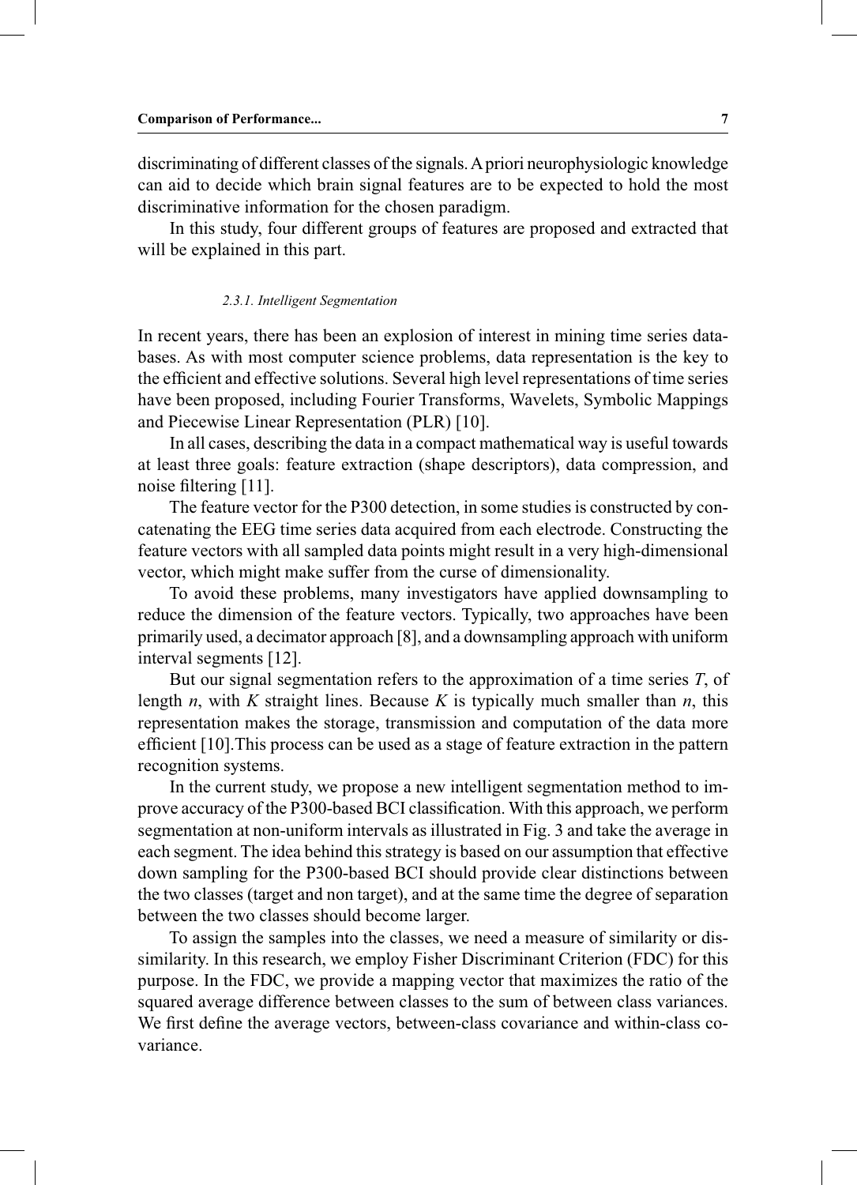discriminating of different classes of the signals. A priori neurophysiologic knowledge can aid to decide which brain signal features are to be expected to hold the most discriminative information for the chosen paradigm.

In this study, four different groups of features are proposed and extracted that will be explained in this part.

#### *2.3.1. Intelligent Segmentation*

In recent years, there has been an explosion of interest in mining time series databases. As with most computer science problems, data representation is the key to the efficient and effective solutions. Several high level representations of time series have been proposed, including Fourier Transforms, Wavelets, Symbolic Mappings and Piecewise Linear Representation (PLR) [10].

In all cases, describing the data in a compact mathematical way is useful towards at least three goals: feature extraction (shape descriptors), data compression, and noise filtering [11].

The feature vector for the P300 detection, in some studies is constructed by concatenating the EEG time series data acquired from each electrode. Constructing the feature vectors with all sampled data points might result in a very high-dimensional vector, which might make suffer from the curse of dimensionality.

To avoid these problems, many investigators have applied downsampling to reduce the dimension of the feature vectors. Typically, two approaches have been primarily used, a decimator approach [8], and a downsampling approach with uniform interval segments [12].

But our signal segmentation refers to the approximation of a time series $T$, of length $n$, with $K$ straight lines. Because $K$ is typically much smaller than $n$, this representation makes the storage, transmission and computation of the data more efficient [10].This process can be used as a stage of feature extraction in the pattern recognition systems.

In the current study, we propose a new intelligent segmentation method to improve accuracy of the P300-based BCI classification. With this approach, we perform segmentation at non-uniform intervals as illustrated in Fig. 3 and take the average in each segment. The idea behind this strategy is based on our assumption that effective down sampling for the P300-based BCI should provide clear distinctions between the two classes (target and non target), and at the same time the degree of separation between the two classes should become larger.

To assign the samples into the classes, we need a measure of similarity or dissimilarity. In this research, we employ Fisher Discriminant Criterion (FDC) for this purpose. In the FDC, we provide a mapping vector that maximizes the ratio of the squared average difference between classes to the sum of between class variances. We first define the average vectors, between-class covariance and within-class covariance.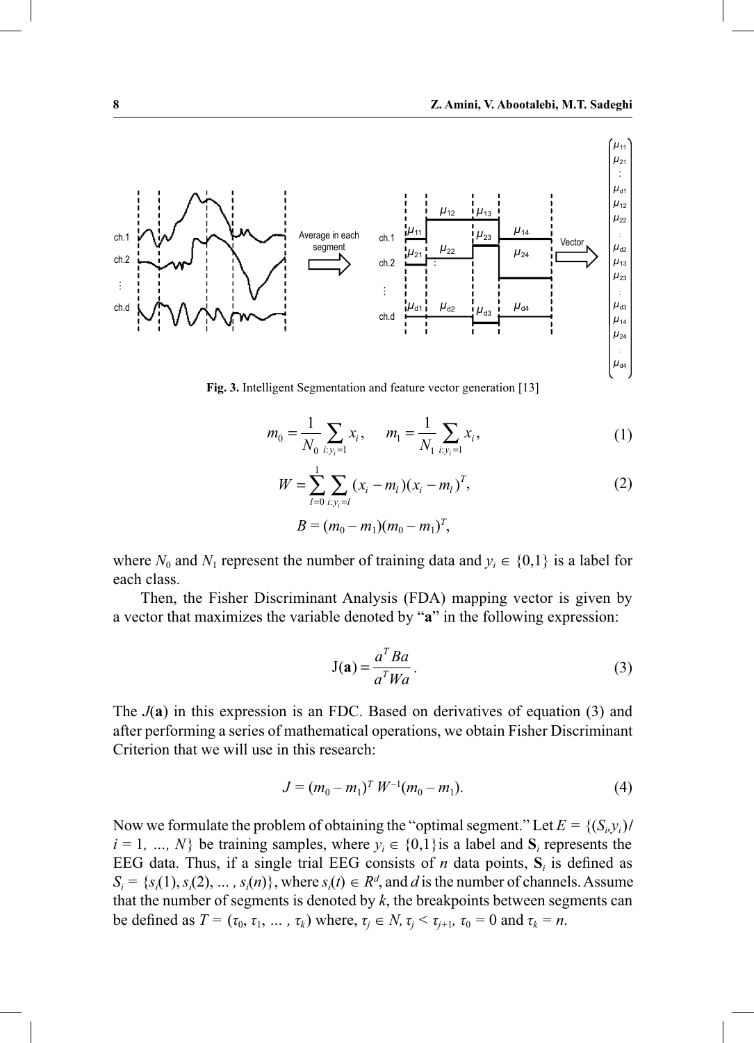**Fig. 3.** Intelligent Segmentation and feature vector generation [13]

$$m_0 = \frac{1}{N_0}\sum_{i:y_i=1} x_i, \quad m_1 = \frac{1}{N_1}\sum_{i:y_i=1} x_i, \tag{1}$$

$$W = \sum_{l=0}^{1}\sum_{i:y_i=l}(x_i - m_l)(x_i - m_l)^T, \tag{2}$$

$$B = (m_0 - m_1)(m_0 - m_1)^T,$$

where $N_0$ and $N_1$ represent the number of training data and $y_i \in \{0,1\}$ is a label for each class.

Then, the Fisher Discriminant Analysis (FDA) mapping vector is given by a vector that maximizes the variable denoted by "**a**" in the following expression:

$$\mathrm{J}(\mathbf{a}) = \frac{a^T B a}{a^T W a}. \tag{3}$$

The $J(\mathbf{a})$ in this expression is an FDC. Based on derivatives of equation (3) and after performing a series of mathematical operations, we obtain Fisher Discriminant Criterion that we will use in this research:

$$J = (m_0 - m_1)^T W^{-1}(m_0 - m_1). \tag{4}$$

Now we formulate the problem of obtaining the "optimal segment." Let $E = \{(S_i, y_i)/ i = 1, \ldots, N\}$ be training samples, where $y_i \in \{0,1\}$ is a label and $\mathbf{S}_i$ represents the EEG data. Thus, if a single trial EEG consists of $n$ data points, $\mathbf{S}_i$ is defined as $S_i = \{s_i(1), s_i(2), \ldots, s_i(n)\}$, where $s_i(t) \in R^d$, and $d$ is the number of channels. Assume that the number of segments is denoted by $k$, the breakpoints between segments can be defined as $T = (\tau_0, \tau_1, \ldots, \tau_k)$ where, $\tau_j \in N$, $\tau_j < \tau_{j+1}$, $\tau_0 = 0$ and $\tau_k = n$.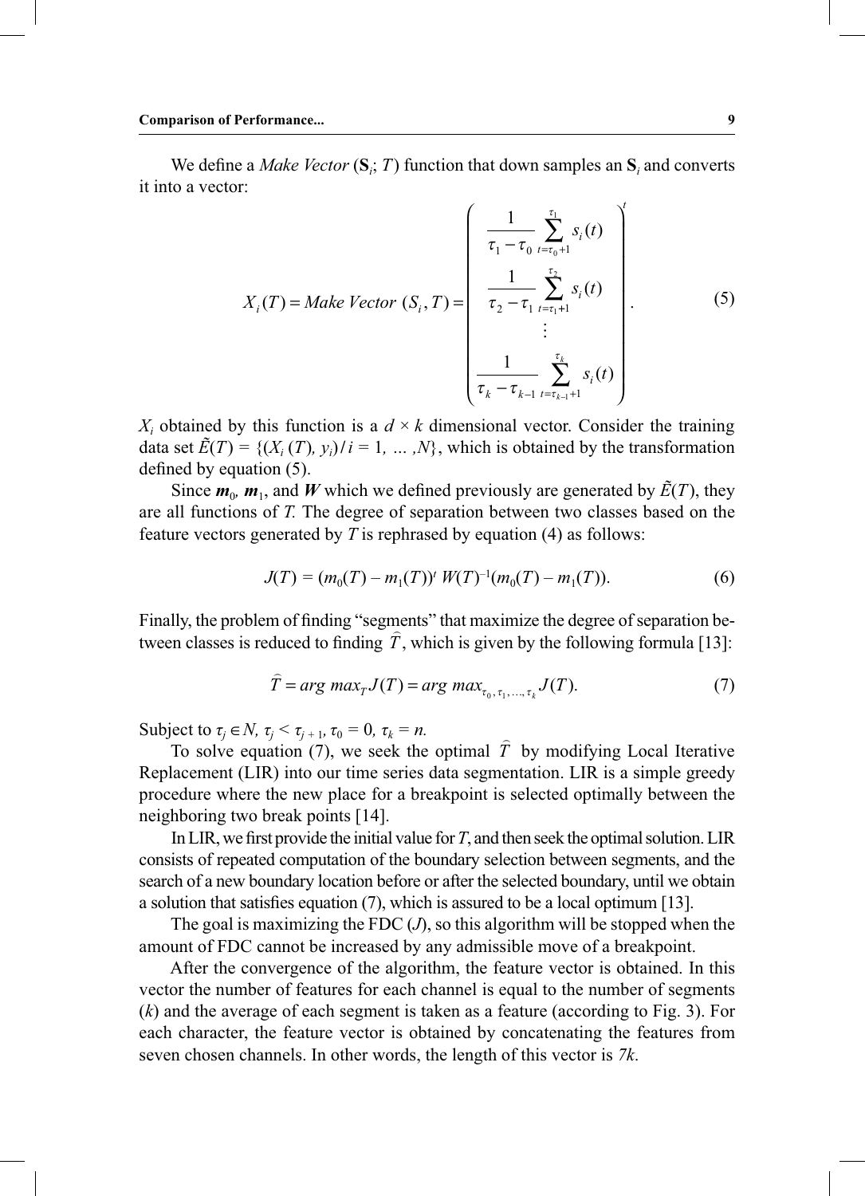We define a *Make Vector* ($\mathbf{S}_i$; $T$) function that down samples an $\mathbf{S}_i$ and converts it into a vector:

$$X_i(T) = Make\ Vector\ (S_i, T) = \begin{pmatrix} \dfrac{1}{\tau_1 - \tau_0} \displaystyle\sum_{t=\tau_0+1}^{\tau_1} s_i(t) \\ \dfrac{1}{\tau_2 - \tau_1} \displaystyle\sum_{t=\tau_1+1}^{\tau_2} s_i(t) \\ \vdots \\ \dfrac{1}{\tau_k - \tau_{k-1}} \displaystyle\sum_{t=\tau_{k-1}+1}^{\tau_k} s_i(t) \end{pmatrix}^t . \tag{5}$$

$X_i$ obtained by this function is a $d \times k$ dimensional vector. Consider the training data set $\tilde{E}(T) = \{(X_i(T), y_i) / i = 1, \dots, N\}$, which is obtained by the transformation defined by equation (5).

Since $\boldsymbol{m}_0$, $\boldsymbol{m}_1$, and $\boldsymbol{W}$ which we defined previously are generated by $\tilde{E}(T)$, they are all functions of $T$. The degree of separation between two classes based on the feature vectors generated by $T$ is rephrased by equation (4) as follows:

$$J(T) = (m_0(T) - m_1(T))^t\, W(T)^{-1}(m_0(T) - m_1(T)). \tag{6}$$

Finally, the problem of finding "segments" that maximize the degree of separation between classes is reduced to finding $\hat{T}$, which is given by the following formula [13]:

$$\hat{T} = arg\ max_T J(T) = arg\ max_{\tau_0, \tau_1, \dots, \tau_k} J(T). \tag{7}$$

Subject to $\tau_j \in N$, $\tau_j < \tau_{j+1}$, $\tau_0 = 0$, $\tau_k = n$.

To solve equation (7), we seek the optimal $\hat{T}$ by modifying Local Iterative Replacement (LIR) into our time series data segmentation. LIR is a simple greedy procedure where the new place for a breakpoint is selected optimally between the neighboring two break points [14].

In LIR, we first provide the initial value for $T$, and then seek the optimal solution. LIR consists of repeated computation of the boundary selection between segments, and the search of a new boundary location before or after the selected boundary, until we obtain a solution that satisfies equation (7), which is assured to be a local optimum [13].

The goal is maximizing the FDC ($J$), so this algorithm will be stopped when the amount of FDC cannot be increased by any admissible move of a breakpoint.

After the convergence of the algorithm, the feature vector is obtained. In this vector the number of features for each channel is equal to the number of segments ($k$) and the average of each segment is taken as a feature (according to Fig. 3). For each character, the feature vector is obtained by concatenating the features from seven chosen channels. In other words, the length of this vector is $7k$.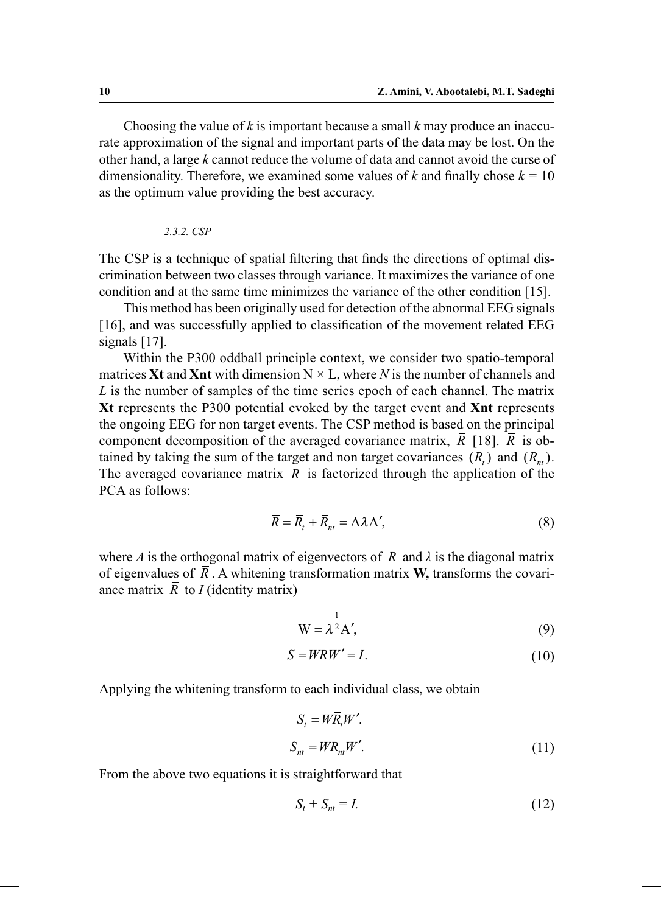Choosing the value of $k$ is important because a small $k$ may produce an inaccurate approximation of the signal and important parts of the data may be lost. On the other hand, a large $k$ cannot reduce the volume of data and cannot avoid the curse of dimensionality. Therefore, we examined some values of $k$ and finally chose $k = 10$ as the optimum value providing the best accuracy.

#### *2.3.2. CSP*

The CSP is a technique of spatial filtering that finds the directions of optimal discrimination between two classes through variance. It maximizes the variance of one condition and at the same time minimizes the variance of the other condition [15].

This method has been originally used for detection of the abnormal EEG signals [16], and was successfully applied to classification of the movement related EEG signals [17].

Within the P300 oddball principle context, we consider two spatio-temporal matrices **Xt** and **Xnt** with dimension N × L, where $N$ is the number of channels and $L$ is the number of samples of the time series epoch of each channel. The matrix **Xt** represents the P300 potential evoked by the target event and **Xnt** represents the ongoing EEG for non target events. The CSP method is based on the principal component decomposition of the averaged covariance matrix, $\overline{R}$ [18]. $\overline{R}$ is obtained by taking the sum of the target and non target covariances $(\overline{R}_t)$ and $(\overline{R}_{nt})$. The averaged covariance matrix $\overline{R}$ is factorized through the application of the PCA as follows:

$$\overline{R} = \overline{R}_t + \overline{R}_{nt} = \mathrm{A}\lambda\mathrm{A}', \tag{8}$$

where $A$ is the orthogonal matrix of eigenvectors of $\overline{R}$ and $\lambda$ is the diagonal matrix of eigenvalues of $\overline{R}$. A whitening transformation matrix **W,** transforms the covariance matrix $\overline{R}$ to $I$ (identity matrix)

$$\mathrm{W} = \lambda^{\frac{1}{2}}\mathrm{A}', \tag{9}$$

$$S = W\overline{R}W' = I. \tag{10}$$

Applying the whitening transform to each individual class, we obtain

$$S_t = W\overline{R}_t W'.$$

$$S_{nt} = W\overline{R}_{nt} W'. \tag{11}$$

From the above two equations it is straightforward that

$$S_t + S_{nt} = I. \tag{12}$$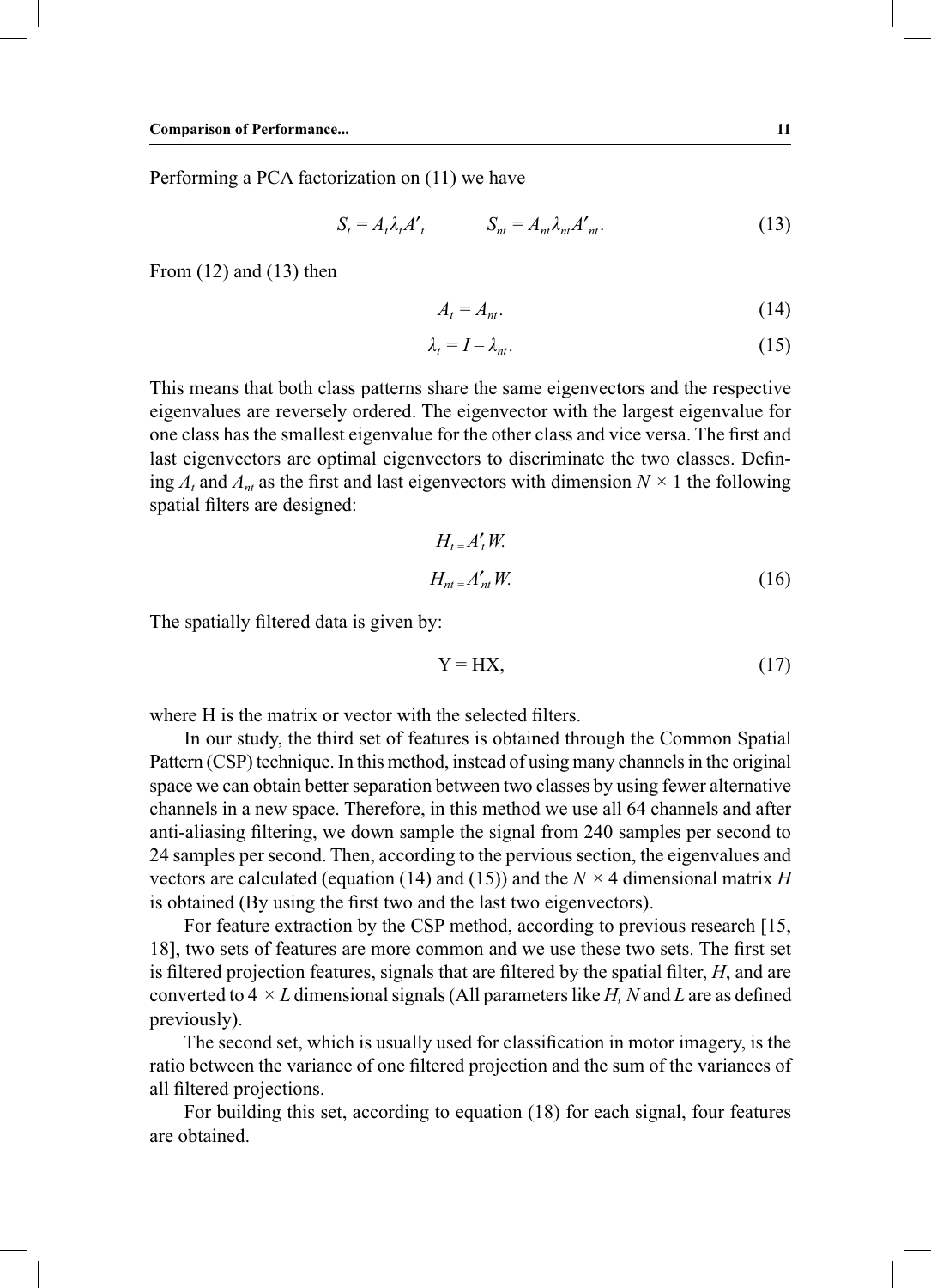Performing a PCA factorization on (11) we have

$$S_t = A_t \lambda_t A'_t \qquad S_{nt} = A_{nt} \lambda_{nt} A'_{nt}. \tag{13}$$

From (12) and (13) then

$$A_t = A_{nt}. \tag{14}$$

$$\lambda_t = I - \lambda_{nt}. \tag{15}$$

This means that both class patterns share the same eigenvectors and the respective eigenvalues are reversely ordered. The eigenvector with the largest eigenvalue for one class has the smallest eigenvalue for the other class and vice versa. The first and last eigenvectors are optimal eigenvectors to discriminate the two classes. Defining $A_t$ and $A_{nt}$ as the first and last eigenvectors with dimension $N \times 1$ the following spatial filters are designed:

$$H_t = A'_t W.$$

$$H_{nt} = A'_{nt} W. \tag{16}$$

The spatially filtered data is given by:

$$Y = HX, \tag{17}$$

where H is the matrix or vector with the selected filters.

In our study, the third set of features is obtained through the Common Spatial Pattern (CSP) technique. In this method, instead of using many channels in the original space we can obtain better separation between two classes by using fewer alternative channels in a new space. Therefore, in this method we use all 64 channels and after anti-aliasing filtering, we down sample the signal from 240 samples per second to 24 samples per second. Then, according to the pervious section, the eigenvalues and vectors are calculated (equation (14) and (15)) and the $N \times 4$ dimensional matrix $H$ is obtained (By using the first two and the last two eigenvectors).

For feature extraction by the CSP method, according to previous research [15, 18], two sets of features are more common and we use these two sets. The first set is filtered projection features, signals that are filtered by the spatial filter, $H$, and are converted to $4 \times L$ dimensional signals (All parameters like $H$, $N$ and $L$ are as defined previously).

The second set, which is usually used for classification in motor imagery, is the ratio between the variance of one filtered projection and the sum of the variances of all filtered projections.

For building this set, according to equation (18) for each signal, four features are obtained.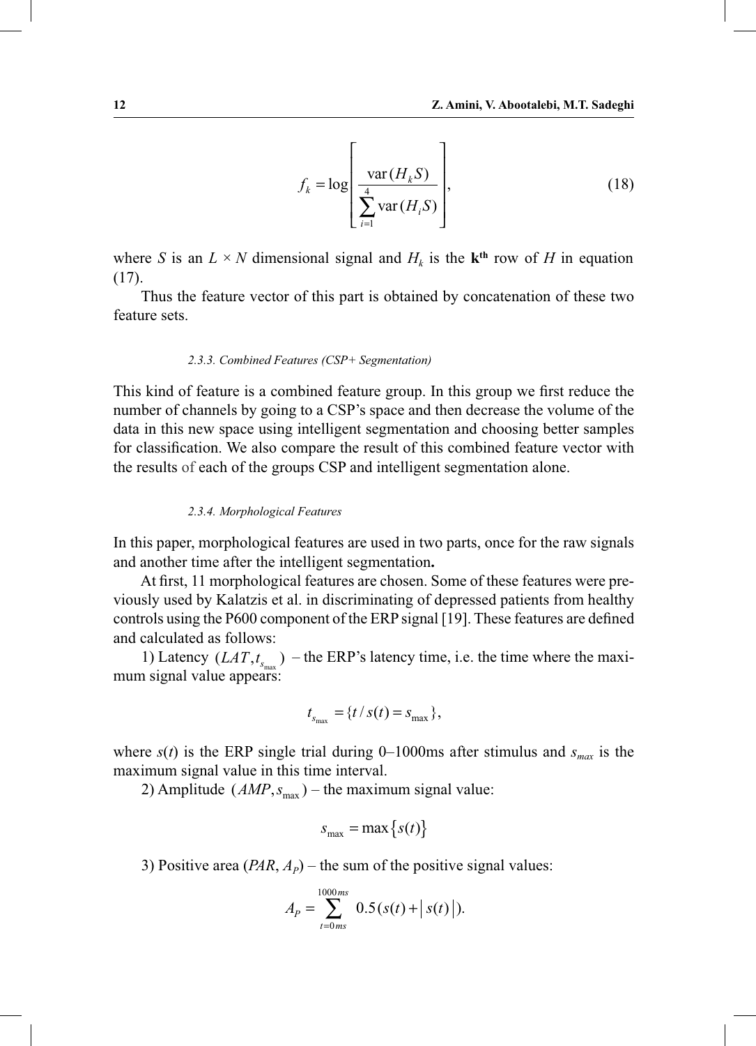$$f_k = \log\left[\frac{\operatorname{var}(H_k S)}{\sum_{i=1}^{4}\operatorname{var}(H_i S)}\right], \tag{18}$$

where $S$ is an $L \times N$ dimensional signal and $H_k$ is the **k^th^** row of $H$ in equation (17).

Thus the feature vector of this part is obtained by concatenation of these two feature sets.

#### *2.3.3. Combined Features (CSP+ Segmentation)*

This kind of feature is a combined feature group. In this group we first reduce the number of channels by going to a CSP's space and then decrease the volume of the data in this new space using intelligent segmentation and choosing better samples for classification. We also compare the result of this combined feature vector with the results of each of the groups CSP and intelligent segmentation alone.

#### *2.3.4. Morphological Features*

In this paper, morphological features are used in two parts, once for the raw signals and another time after the intelligent segmentation**.**

At first, 11 morphological features are chosen. Some of these features were previously used by Kalatzis et al. in discriminating of depressed patients from healthy controls using the P600 component of the ERP signal [19]. These features are defined and calculated as follows:

1) Latency $(LAT, t_{s_{\max}})$ – the ERP's latency time, i.e. the time where the maximum signal value appears:

$$t_{s_{\max}} = \{t \,/\, s(t) = s_{\max}\},$$

where $s(t)$ is the ERP single trial during 0–1000ms after stimulus and $s_{max}$ is the maximum signal value in this time interval.

2) Amplitude $(AMP, s_{\max})$ – the maximum signal value:

$$s_{\max} = \max\{s(t)\}$$

3) Positive area $(PAR, A_P)$ – the sum of the positive signal values:

$$A_P = \sum_{t=0ms}^{1000ms} 0.5(s(t) + |s(t)|).$$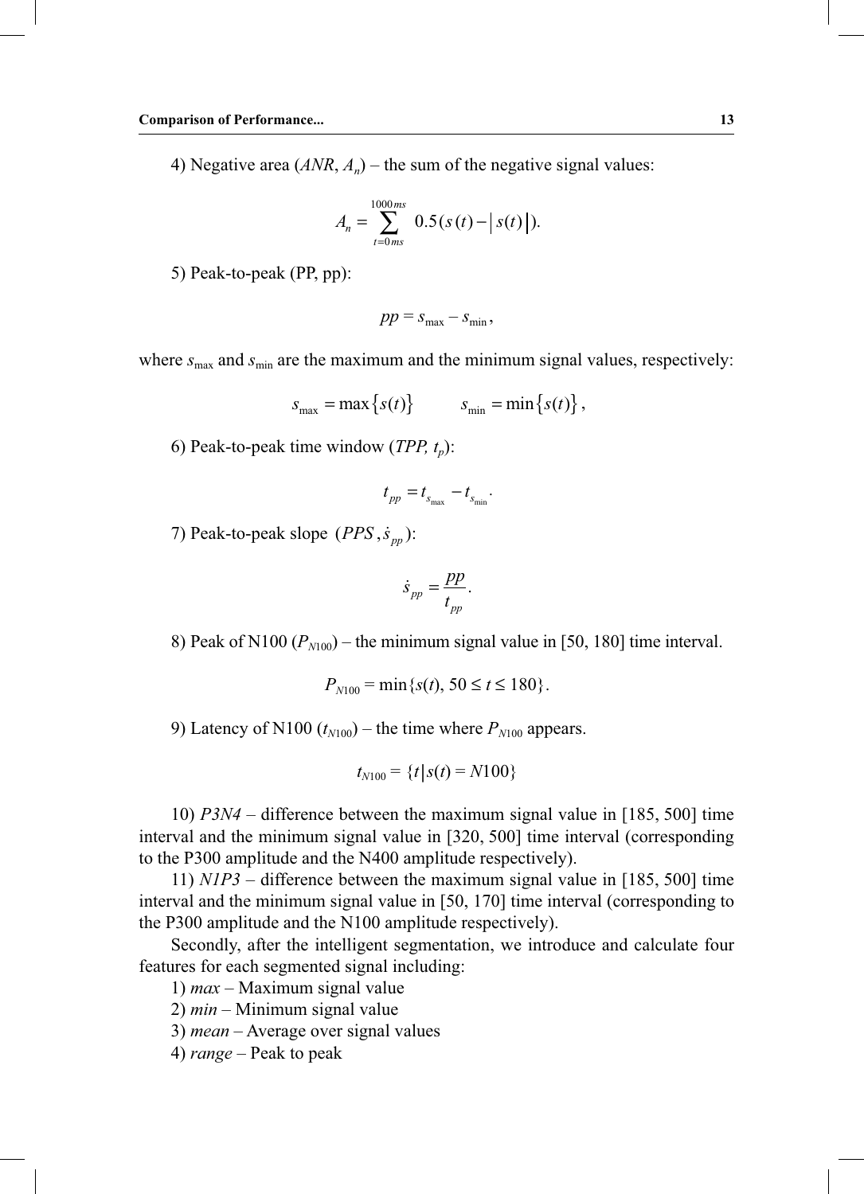4) Negative area ($ANR$, $A_n$) – the sum of the negative signal values:

$$A_n = \sum_{t=0ms}^{1000ms} 0.5\left(s(t) - |s(t)|\right).$$

5) Peak-to-peak (PP, pp):

$$pp = s_{\max} - s_{\min},$$

where $s_{\max}$ and $s_{\min}$ are the maximum and the minimum signal values, respectively:

$$s_{\max} = \max\{s(t)\} \qquad s_{\min} = \min\{s(t)\},$$

6) Peak-to-peak time window ($TPP$, $t_p$):

$$t_{pp} = t_{s_{\max}} - t_{s_{\min}}.$$

7) Peak-to-peak slope $(PPS, \dot{s}_{pp})$:

$$\dot{s}_{pp} = \frac{pp}{t_{pp}}.$$

8) Peak of N100 ($P_{N100}$) – the minimum signal value in [50, 180] time interval.

$$P_{N100} = \min\{s(t), 50 \le t \le 180\}.$$

9) Latency of N100 ($t_{N100}$) – the time where $P_{N100}$ appears.

$$t_{N100} = \{t \,|\, s(t) = N100\}$$

10) *P3N4* – difference between the maximum signal value in [185, 500] time interval and the minimum signal value in [320, 500] time interval (corresponding to the P300 amplitude and the N400 amplitude respectively).

11) *N1P3* – difference between the maximum signal value in [185, 500] time interval and the minimum signal value in [50, 170] time interval (corresponding to the P300 amplitude and the N100 amplitude respectively).

Secondly, after the intelligent segmentation, we introduce and calculate four features for each segmented signal including:

1) *max* – Maximum signal value
2) *min* – Minimum signal value
3) *mean* – Average over signal values
4) *range* – Peak to peak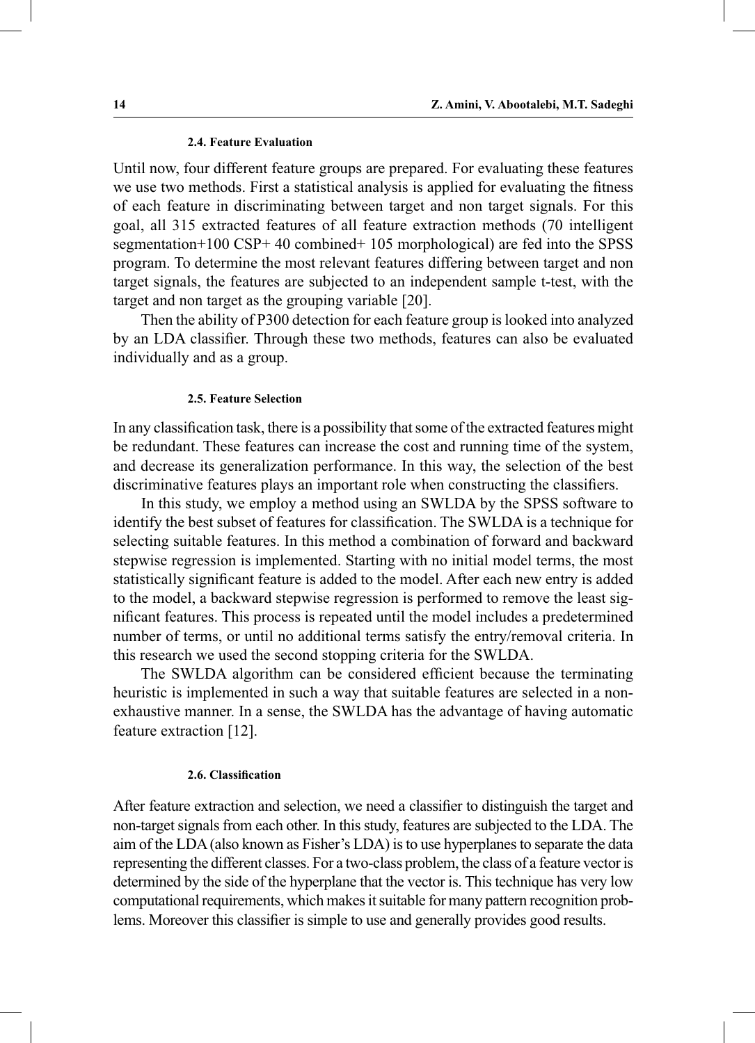### 2.4. Feature Evaluation

Until now, four different feature groups are prepared. For evaluating these features we use two methods. First a statistical analysis is applied for evaluating the fitness of each feature in discriminating between target and non target signals. For this goal, all 315 extracted features of all feature extraction methods (70 intelligent segmentation+100 CSP+ 40 combined+ 105 morphological) are fed into the SPSS program. To determine the most relevant features differing between target and non target signals, the features are subjected to an independent sample t-test, with the target and non target as the grouping variable [20].

Then the ability of P300 detection for each feature group is looked into analyzed by an LDA classifier. Through these two methods, features can also be evaluated individually and as a group.

### 2.5. Feature Selection

In any classification task, there is a possibility that some of the extracted features might be redundant. These features can increase the cost and running time of the system, and decrease its generalization performance. In this way, the selection of the best discriminative features plays an important role when constructing the classifiers.

In this study, we employ a method using an SWLDA by the SPSS software to identify the best subset of features for classification. The SWLDA is a technique for selecting suitable features. In this method a combination of forward and backward stepwise regression is implemented. Starting with no initial model terms, the most statistically significant feature is added to the model. After each new entry is added to the model, a backward stepwise regression is performed to remove the least significant features. This process is repeated until the model includes a predetermined number of terms, or until no additional terms satisfy the entry/removal criteria. In this research we used the second stopping criteria for the SWLDA.

The SWLDA algorithm can be considered efficient because the terminating heuristic is implemented in such a way that suitable features are selected in a non-exhaustive manner. In a sense, the SWLDA has the advantage of having automatic feature extraction [12].

### 2.6. Classification

After feature extraction and selection, we need a classifier to distinguish the target and non-target signals from each other. In this study, features are subjected to the LDA. The aim of the LDA (also known as Fisher's LDA) is to use hyperplanes to separate the data representing the different classes. For a two-class problem, the class of a feature vector is determined by the side of the hyperplane that the vector is. This technique has very low computational requirements, which makes it suitable for many pattern recognition problems. Moreover this classifier is simple to use and generally provides good results.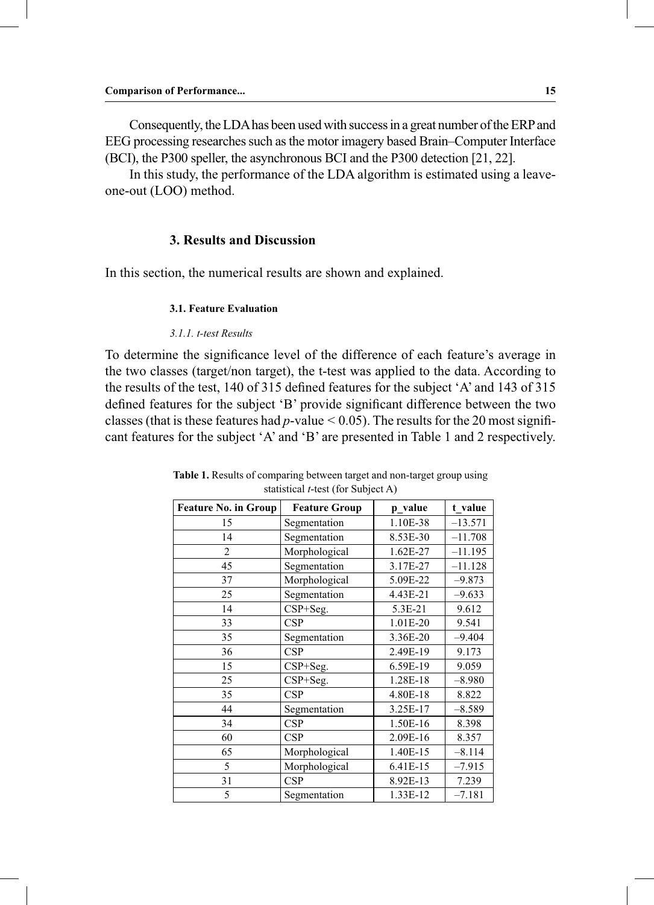Consequently, the LDA has been used with success in a great number of the ERP and EEG processing researches such as the motor imagery based Brain–Computer Interface (BCI), the P300 speller, the asynchronous BCI and the P300 detection [21, 22].

In this study, the performance of the LDA algorithm is estimated using a leave-one-out (LOO) method.

## 3. Results and Discussion

In this section, the numerical results are shown and explained.

### 3.1. Feature Evaluation

#### *3.1.1. t-test Results*

To determine the significance level of the difference of each feature's average in the two classes (target/non target), the t-test was applied to the data. According to the results of the test, 140 of 315 defined features for the subject 'A' and 143 of 315 defined features for the subject 'B' provide significant difference between the two classes (that is these features had $p$-value $< 0.05$). The results for the 20 most significant features for the subject 'A' and 'B' are presented in Table 1 and 2 respectively.

**Table 1.** Results of comparing between target and non-target group using statistical *t*-test (for Subject A)

| Feature No. in Group | Feature Group | p_value | t_value |
|---|---|---|---|
| 15 | Segmentation | 1.10E-38 | –13.571 |
| 14 | Segmentation | 8.53E-30 | –11.708 |
| 2 | Morphological | 1.62E-27 | –11.195 |
| 45 | Segmentation | 3.17E-27 | –11.128 |
| 37 | Morphological | 5.09E-22 | –9.873 |
| 25 | Segmentation | 4.43E-21 | –9.633 |
| 14 | CSP+Seg. | 5.3E-21 | 9.612 |
| 33 | CSP | 1.01E-20 | 9.541 |
| 35 | Segmentation | 3.36E-20 | –9.404 |
| 36 | CSP | 2.49E-19 | 9.173 |
| 15 | CSP+Seg. | 6.59E-19 | 9.059 |
| 25 | CSP+Seg. | 1.28E-18 | –8.980 |
| 35 | CSP | 4.80E-18 | 8.822 |
| 44 | Segmentation | 3.25E-17 | –8.589 |
| 34 | CSP | 1.50E-16 | 8.398 |
| 60 | CSP | 2.09E-16 | 8.357 |
| 65 | Morphological | 1.40E-15 | –8.114 |
| 5 | Morphological | 6.41E-15 | –7.915 |
| 31 | CSP | 8.92E-13 | 7.239 |
| 5 | Segmentation | 1.33E-12 | –7.181 |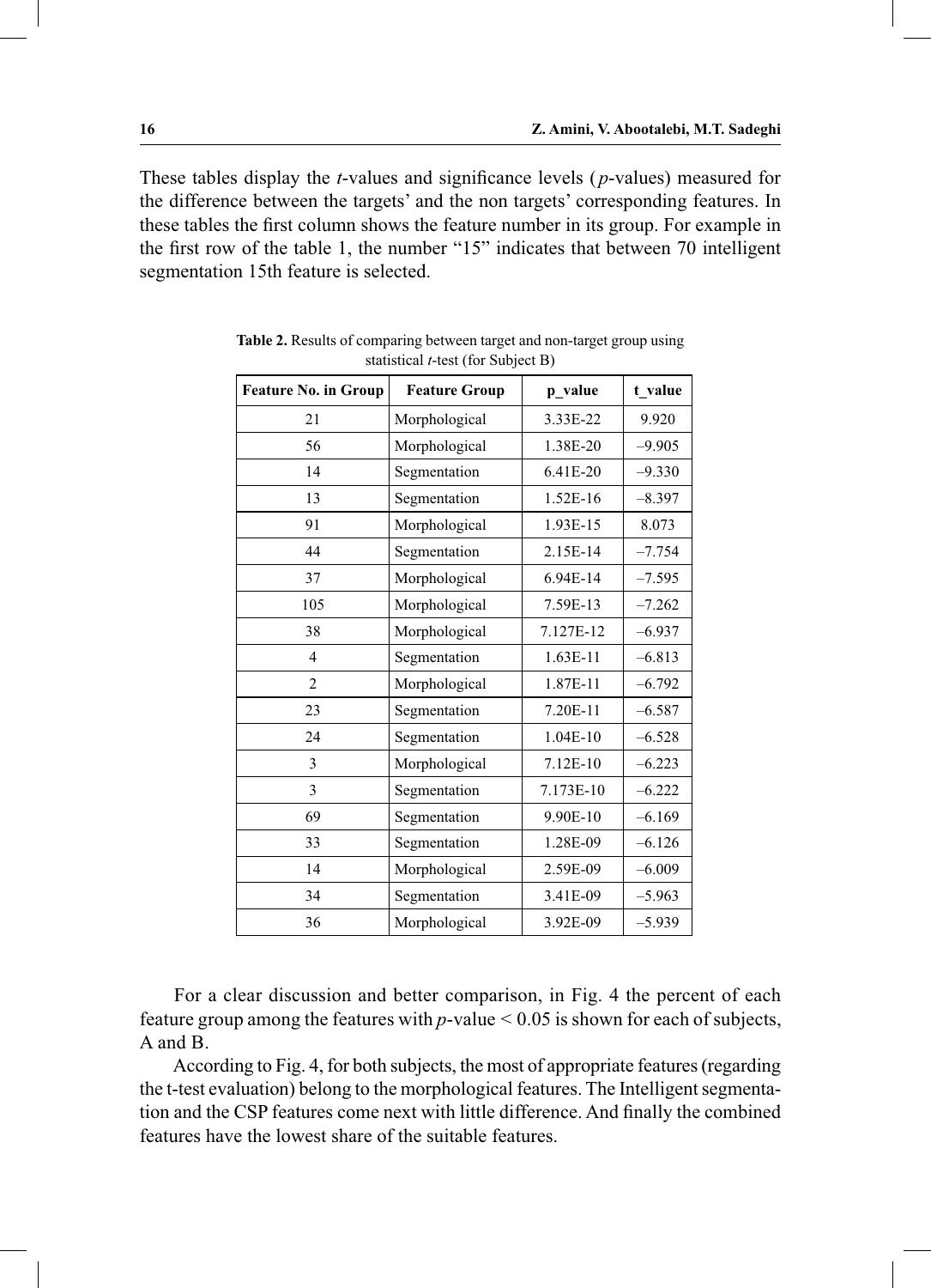These tables display the *t*-values and significance levels (*p*-values) measured for the difference between the targets' and the non targets' corresponding features. In these tables the first column shows the feature number in its group. For example in the first row of the table 1, the number "15" indicates that between 70 intelligent segmentation 15th feature is selected.

**Table 2.** Results of comparing between target and non-target group using statistical *t*-test (for Subject B)

| Feature No. in Group | Feature Group | p_value | t_value |
|---|---|---|---|
| 21 | Morphological | 3.33E-22 | 9.920 |
| 56 | Morphological | 1.38E-20 | –9.905 |
| 14 | Segmentation | 6.41E-20 | –9.330 |
| 13 | Segmentation | 1.52E-16 | –8.397 |
| 91 | Morphological | 1.93E-15 | 8.073 |
| 44 | Segmentation | 2.15E-14 | –7.754 |
| 37 | Morphological | 6.94E-14 | –7.595 |
| 105 | Morphological | 7.59E-13 | –7.262 |
| 38 | Morphological | 7.127E-12 | –6.937 |
| 4 | Segmentation | 1.63E-11 | –6.813 |
| 2 | Morphological | 1.87E-11 | –6.792 |
| 23 | Segmentation | 7.20E-11 | –6.587 |
| 24 | Segmentation | 1.04E-10 | –6.528 |
| 3 | Morphological | 7.12E-10 | –6.223 |
| 3 | Segmentation | 7.173E-10 | –6.222 |
| 69 | Segmentation | 9.90E-10 | –6.169 |
| 33 | Segmentation | 1.28E-09 | –6.126 |
| 14 | Morphological | 2.59E-09 | –6.009 |
| 34 | Segmentation | 3.41E-09 | –5.963 |
| 36 | Morphological | 3.92E-09 | –5.939 |

For a clear discussion and better comparison, in Fig. 4 the percent of each feature group among the features with $p$-value $< 0.05$ is shown for each of subjects, A and B.

According to Fig. 4, for both subjects, the most of appropriate features (regarding the t-test evaluation) belong to the morphological features. The Intelligent segmentation and the CSP features come next with little difference. And finally the combined features have the lowest share of the suitable features.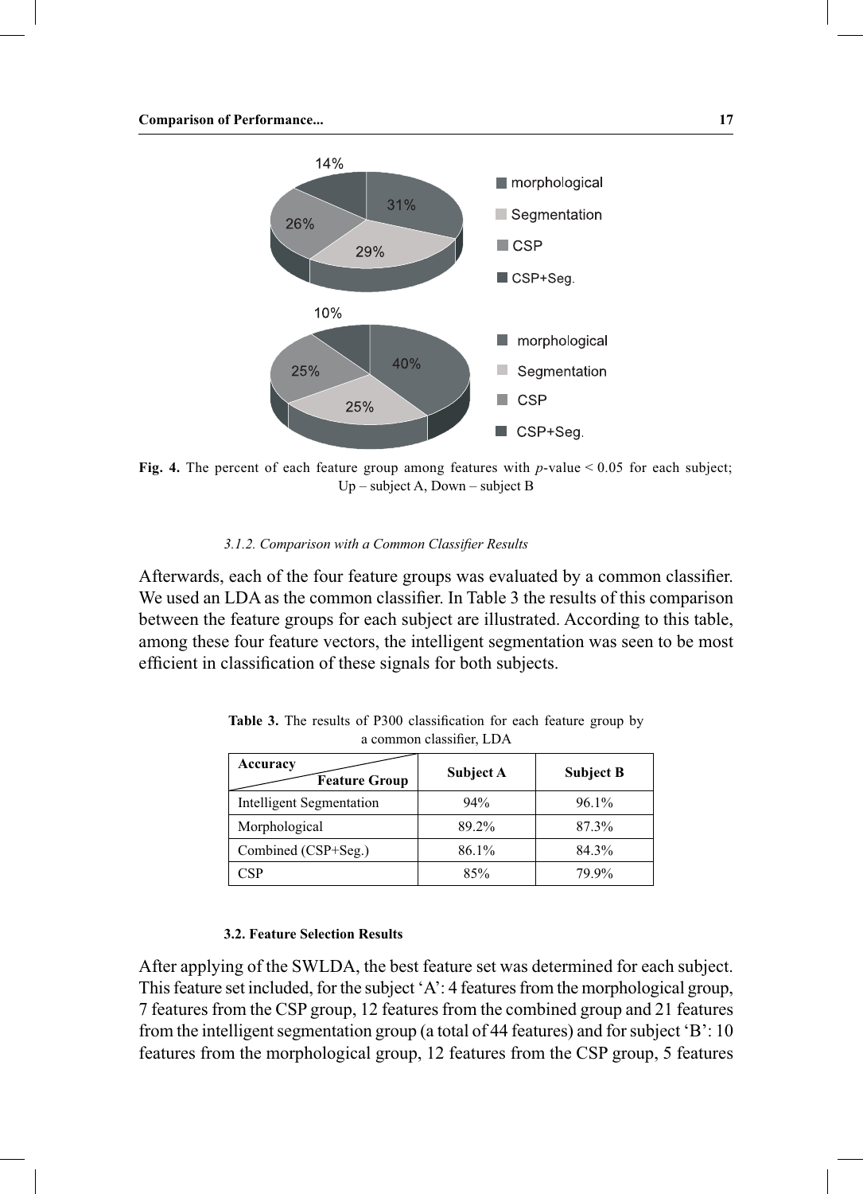Fig. 4. The percent of each feature group among features with $p$-value < 0.05 for each subject; Up – subject A, Down – subject B

#### 3.1.2. Comparison with a Common Classifier Results

Afterwards, each of the four feature groups was evaluated by a common classifier. We used an LDA as the common classifier. In Table 3 the results of this comparison between the feature groups for each subject are illustrated. According to this table, among these four feature vectors, the intelligent segmentation was seen to be most efficient in classification of these signals for both subjects.

**Table 3.** The results of P300 classification for each feature group by a common classifier, LDA

| Accuracy / Feature Group | Subject A | Subject B |
|---|---|---|
| Intelligent Segmentation | 94% | 96.1% |
| Morphological | 89.2% | 87.3% |
| Combined (CSP+Seg.) | 86.1% | 84.3% |
| CSP | 85% | 79.9% |

### 3.2. Feature Selection Results

After applying of the SWLDA, the best feature set was determined for each subject. This feature set included, for the subject 'A': 4 features from the morphological group, 7 features from the CSP group, 12 features from the combined group and 21 features from the intelligent segmentation group (a total of 44 features) and for subject 'B': 10 features from the morphological group, 12 features from the CSP group, 5 features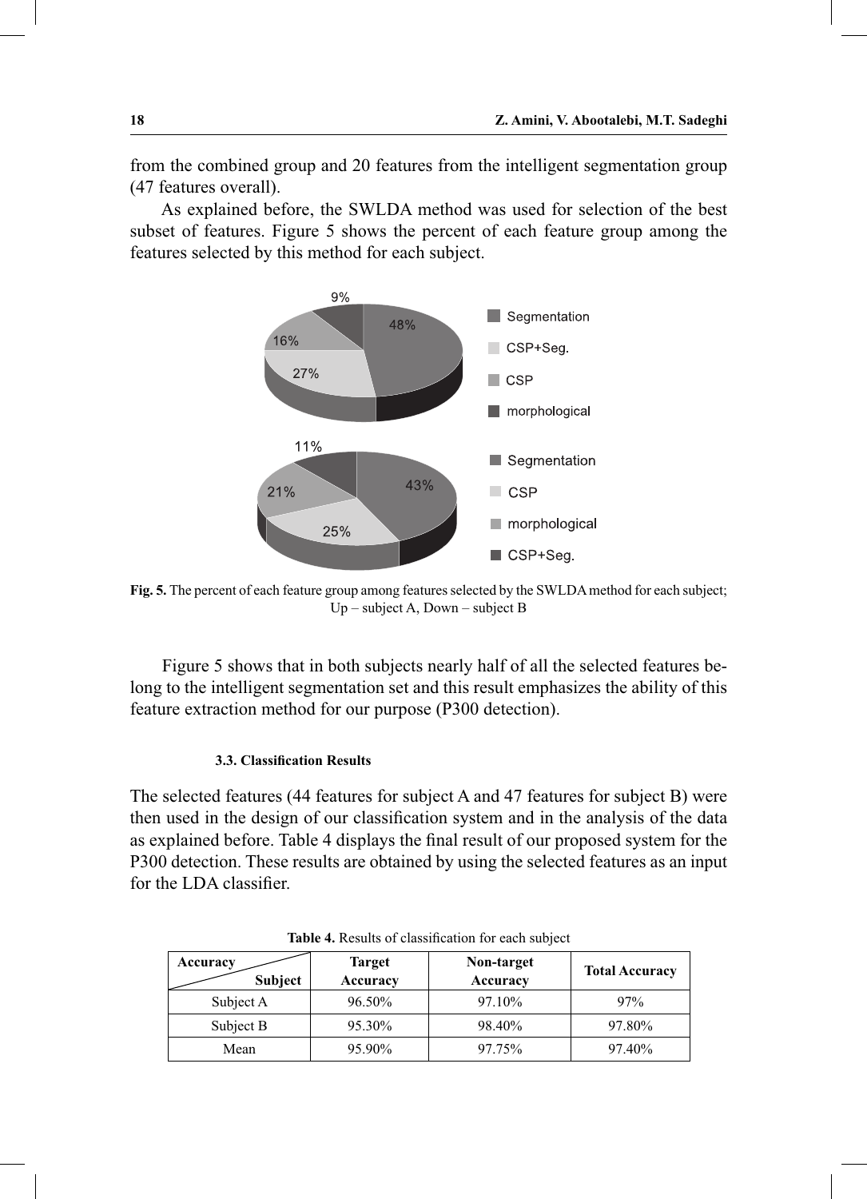from the combined group and 20 features from the intelligent segmentation group (47 features overall).

As explained before, the SWLDA method was used for selection of the best subset of features. Figure 5 shows the percent of each feature group among the features selected by this method for each subject.

**Fig. 5.** The percent of each feature group among features selected by the SWLDA method for each subject; Up – subject A, Down – subject B

Figure 5 shows that in both subjects nearly half of all the selected features belong to the intelligent segmentation set and this result emphasizes the ability of this feature extraction method for our purpose (P300 detection).

### 3.3. Classification Results

The selected features (44 features for subject A and 47 features for subject B) were then used in the design of our classification system and in the analysis of the data as explained before. Table 4 displays the final result of our proposed system for the P300 detection. These results are obtained by using the selected features as an input for the LDA classifier.

**Table 4.** Results of classification for each subject

| Accuracy / Subject | Target Accuracy | Non-target Accuracy | Total Accuracy |
|---|---|---|---|
| Subject A | 96.50% | 97.10% | 97% |
| Subject B | 95.30% | 98.40% | 97.80% |
| Mean | 95.90% | 97.75% | 97.40% |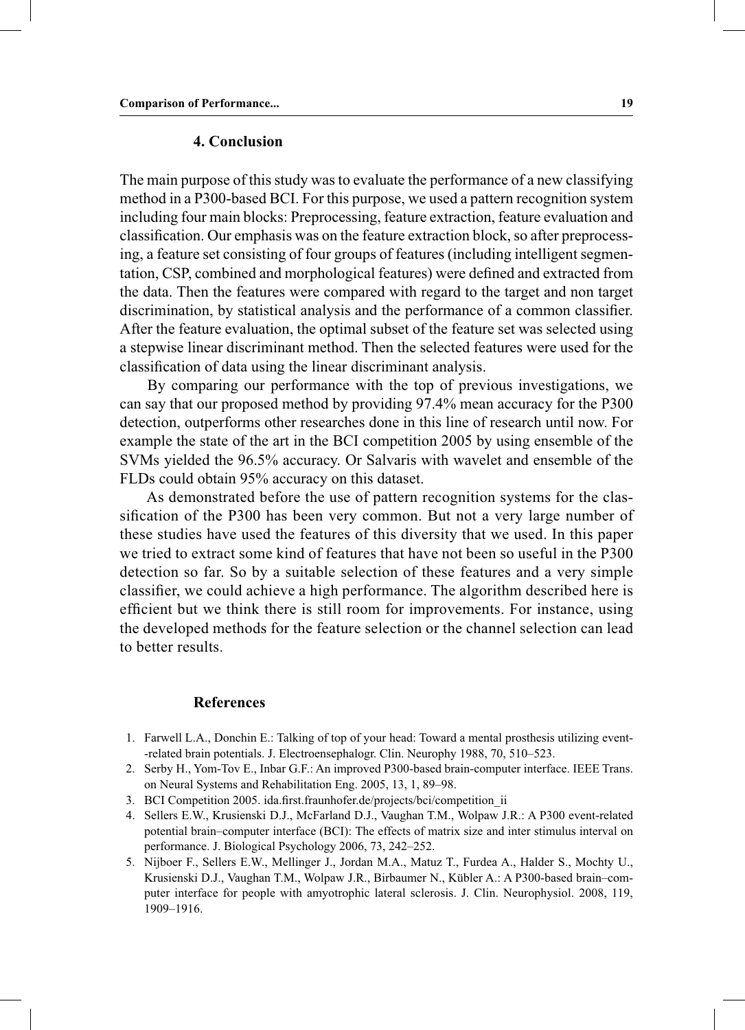## 4. Conclusion

The main purpose of this study was to evaluate the performance of a new classifying method in a P300-based BCI. For this purpose, we used a pattern recognition system including four main blocks: Preprocessing, feature extraction, feature evaluation and classification. Our emphasis was on the feature extraction block, so after preprocessing, a feature set consisting of four groups of features (including intelligent segmentation, CSP, combined and morphological features) were defined and extracted from the data. Then the features were compared with regard to the target and non target discrimination, by statistical analysis and the performance of a common classifier. After the feature evaluation, the optimal subset of the feature set was selected using a stepwise linear discriminant method. Then the selected features were used for the classification of data using the linear discriminant analysis.

By comparing our performance with the top of previous investigations, we can say that our proposed method by providing 97.4% mean accuracy for the P300 detection, outperforms other researches done in this line of research until now. For example the state of the art in the BCI competition 2005 by using ensemble of the SVMs yielded the 96.5% accuracy. Or Salvaris with wavelet and ensemble of the FLDs could obtain 95% accuracy on this dataset.

As demonstrated before the use of pattern recognition systems for the classification of the P300 has been very common. But not a very large number of these studies have used the features of this diversity that we used. In this paper we tried to extract some kind of features that have not been so useful in the P300 detection so far. So by a suitable selection of these features and a very simple classifier, we could achieve a high performance. The algorithm described here is efficient but we think there is still room for improvements. For instance, using the developed methods for the feature selection or the channel selection can lead to better results.

## References

1. Farwell L.A., Donchin E.: Talking of top of your head: Toward a mental prosthesis utilizing event-related brain potentials. J. Electroensephalogr. Clin. Neurophy 1988, 70, 510–523.
2. Serby H., Yom-Tov E., Inbar G.F.: An improved P300-based brain-computer interface. IEEE Trans. on Neural Systems and Rehabilitation Eng. 2005, 13, 1, 89–98.
3. BCI Competition 2005. ida.first.fraunhofer.de/projects/bci/competition_ii
4. Sellers E.W., Krusienski D.J., McFarland D.J., Vaughan T.M., Wolpaw J.R.: A P300 event-related potential brain–computer interface (BCI): The effects of matrix size and inter stimulus interval on performance. J. Biological Psychology 2006, 73, 242–252.
5. Nijboer F., Sellers E.W., Mellinger J., Jordan M.A., Matuz T., Furdea A., Halder S., Mochty U., Krusienski D.J., Vaughan T.M., Wolpaw J.R., Birbaumer N., Kübler A.: A P300-based brain–computer interface for people with amyotrophic lateral sclerosis. J. Clin. Neurophysiol. 2008, 119, 1909–1916.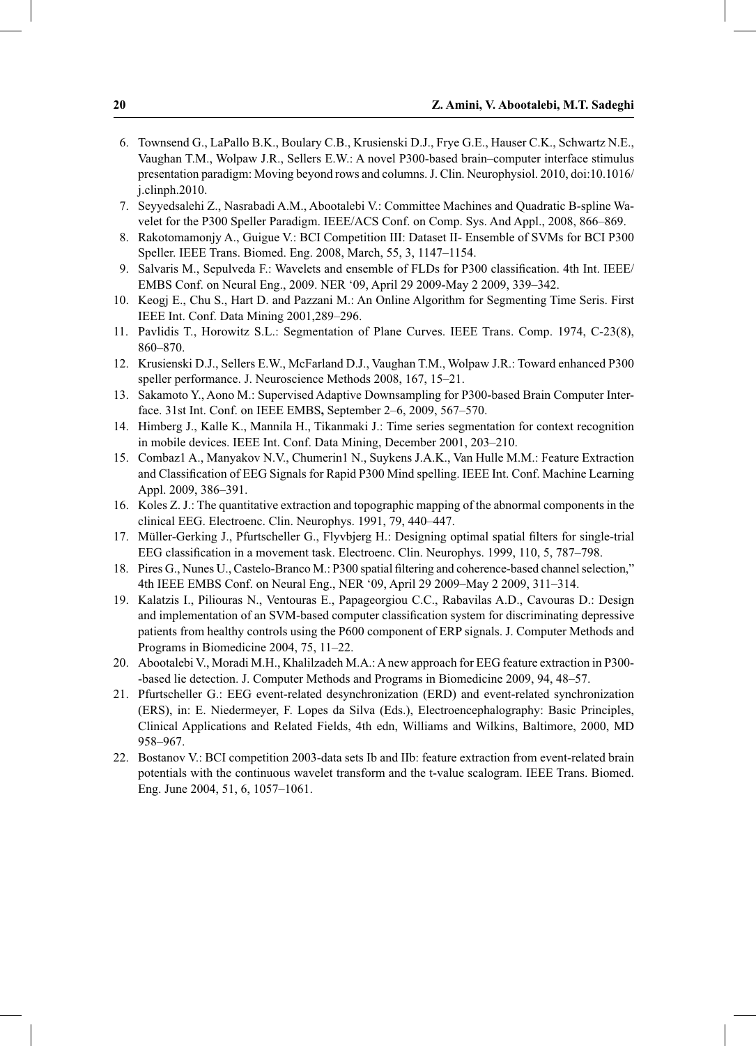6. Townsend G., LaPallo B.K., Boulary C.B., Krusienski D.J., Frye G.E., Hauser C.K., Schwartz N.E., Vaughan T.M., Wolpaw J.R., Sellers E.W.: A novel P300-based brain–computer interface stimulus presentation paradigm: Moving beyond rows and columns. J. Clin. Neurophysiol. 2010, doi:10.1016/j.clinph.2010.
7. Seyyedsalehi Z., Nasrabadi A.M., Abootalebi V.: Committee Machines and Quadratic B-spline Wavelet for the P300 Speller Paradigm. IEEE/ACS Conf. on Comp. Sys. And Appl., 2008, 866–869.
8. Rakotomamonjy A., Guigue V.: BCI Competition III: Dataset II- Ensemble of SVMs for BCI P300 Speller. IEEE Trans. Biomed. Eng. 2008, March, 55, 3, 1147–1154.
9. Salvaris M., Sepulveda F.: Wavelets and ensemble of FLDs for P300 classification. 4th Int. IEEE/EMBS Conf. on Neural Eng., 2009. NER '09, April 29 2009-May 2 2009, 339–342.
10. Keogj E., Chu S., Hart D. and Pazzani M.: An Online Algorithm for Segmenting Time Seris. First IEEE Int. Conf. Data Mining 2001,289–296.
11. Pavlidis T., Horowitz S.L.: Segmentation of Plane Curves. IEEE Trans. Comp. 1974, C-23(8), 860–870.
12. Krusienski D.J., Sellers E.W., McFarland D.J., Vaughan T.M., Wolpaw J.R.: Toward enhanced P300 speller performance. J. Neuroscience Methods 2008, 167, 15–21.
13. Sakamoto Y., Aono M.: Supervised Adaptive Downsampling for P300-based Brain Computer Interface. 31st Int. Conf. on IEEE EMBS, September 2–6, 2009, 567–570.
14. Himberg J., Kalle K., Mannila H., Tikanmaki J.: Time series segmentation for context recognition in mobile devices. IEEE Int. Conf. Data Mining, December 2001, 203–210.
15. Combaz1 A., Manyakov N.V., Chumerin1 N., Suykens J.A.K., Van Hulle M.M.: Feature Extraction and Classification of EEG Signals for Rapid P300 Mind spelling. IEEE Int. Conf. Machine Learning Appl. 2009, 386–391.
16. Koles Z. J.: The quantitative extraction and topographic mapping of the abnormal components in the clinical EEG. Electroenc. Clin. Neurophys. 1991, 79, 440–447.
17. Müller-Gerking J., Pfurtscheller G., Flyvbjerg H.: Designing optimal spatial filters for single-trial EEG classification in a movement task. Electroenc. Clin. Neurophys. 1999, 110, 5, 787–798.
18. Pires G., Nunes U., Castelo-Branco M.: P300 spatial filtering and coherence-based channel selection," 4th IEEE EMBS Conf. on Neural Eng., NER '09, April 29 2009–May 2 2009, 311–314.
19. Kalatzis I., Piliouras N., Ventouras E., Papageorgiou C.C., Rabavilas A.D., Cavouras D.: Design and implementation of an SVM-based computer classification system for discriminating depressive patients from healthy controls using the P600 component of ERP signals. J. Computer Methods and Programs in Biomedicine 2004, 75, 11–22.
20. Abootalebi V., Moradi M.H., Khalilzadeh M.A.: A new approach for EEG feature extraction in P300--based lie detection. J. Computer Methods and Programs in Biomedicine 2009, 94, 48–57.
21. Pfurtscheller G.: EEG event-related desynchronization (ERD) and event-related synchronization (ERS), in: E. Niedermeyer, F. Lopes da Silva (Eds.), Electroencephalography: Basic Principles, Clinical Applications and Related Fields, 4th edn, Williams and Wilkins, Baltimore, 2000, MD 958–967.
22. Bostanov V.: BCI competition 2003-data sets Ib and IIb: feature extraction from event-related brain potentials with the continuous wavelet transform and the t-value scalogram. IEEE Trans. Biomed. Eng. June 2004, 51, 6, 1057–1061.